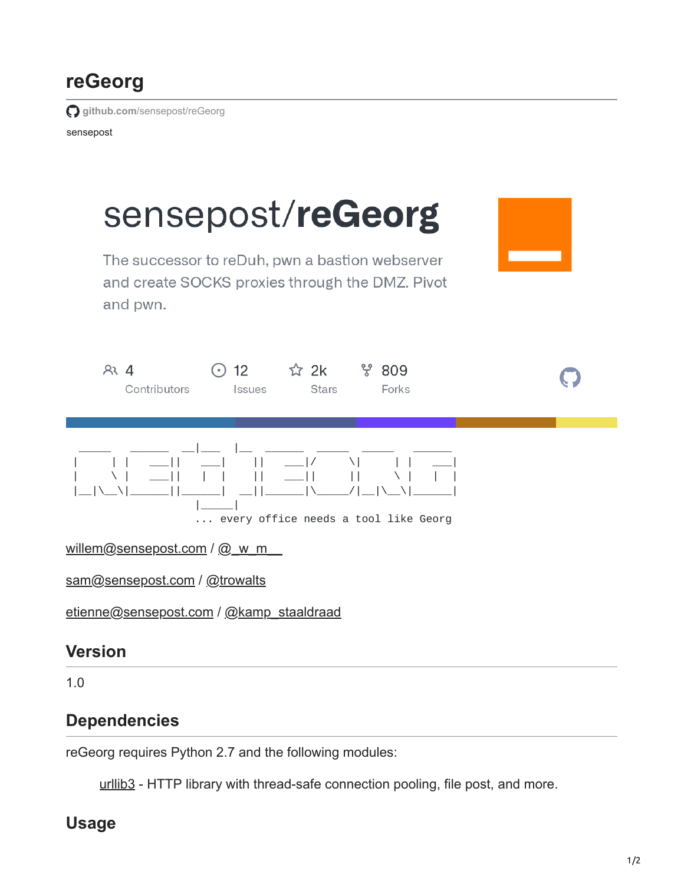# reGeorg

github.com/sensepost/reGeorg

sensepost

sensepost/**reGeorg**

The successor to reDuh, pwn a bastion webserver and create SOCKS proxies through the DMZ. Pivot and pwn.

4 Contributors | 12 Issues | 2k Stars | 809 Forks

```
     _____   ______  __|___  |__  ______  _____  _____   ______
    |     | |   ___||   ___| |  ||   ___|/     \|     | |   ___|
    |     \ |   ___||   |  | |  ||   ___||     ||     \ |   |  |
    |__|\__\|______||______| |__||______|\_____/|__|\__\|______|
                        |_____|
                    ... every office needs a tool like Georg
```

willem@sensepost.com / @_w_m__

sam@sensepost.com / @trowalts

etienne@sensepost.com / @kamp_staaldraad

## Version

1.0

## Dependencies

reGeorg requires Python 2.7 and the following modules:

- urllib3 - HTTP library with thread-safe connection pooling, file post, and more.

## Usage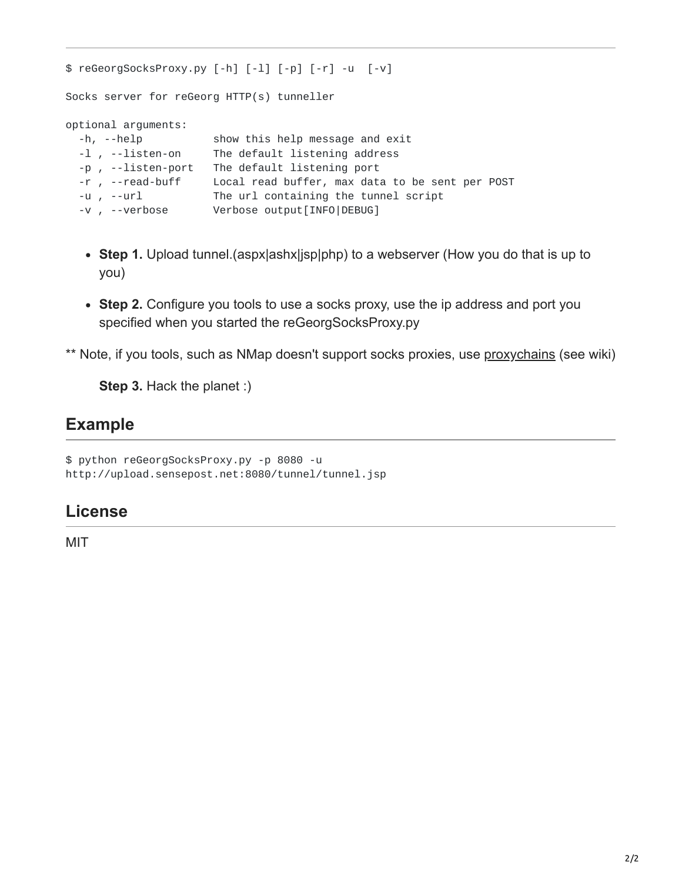```
$ reGeorgSocksProxy.py [-h] [-l] [-p] [-r] -u  [-v]

Socks server for reGeorg HTTP(s) tunneller

optional arguments:
  -h, --help           show this help message and exit
  -l , --listen-on     The default listening address
  -p , --listen-port   The default listening port
  -r , --read-buff     Local read buffer, max data to be sent per POST
  -u , --url           The url containing the tunnel script
  -v , --verbose       Verbose output[INFO|DEBUG]
```

- **Step 1.** Upload tunnel.(aspx|ashx|jsp|php) to a webserver (How you do that is up to you)
- **Step 2.** Configure you tools to use a socks proxy, use the ip address and port you specified when you started the reGeorgSocksProxy.py

** Note, if you tools, such as NMap doesn't support socks proxies, use proxychains (see wiki)

**Step 3.** Hack the planet :)

## Example

```
$ python reGeorgSocksProxy.py -p 8080 -u
http://upload.sensepost.net:8080/tunnel/tunnel.jsp
```

## License

MIT